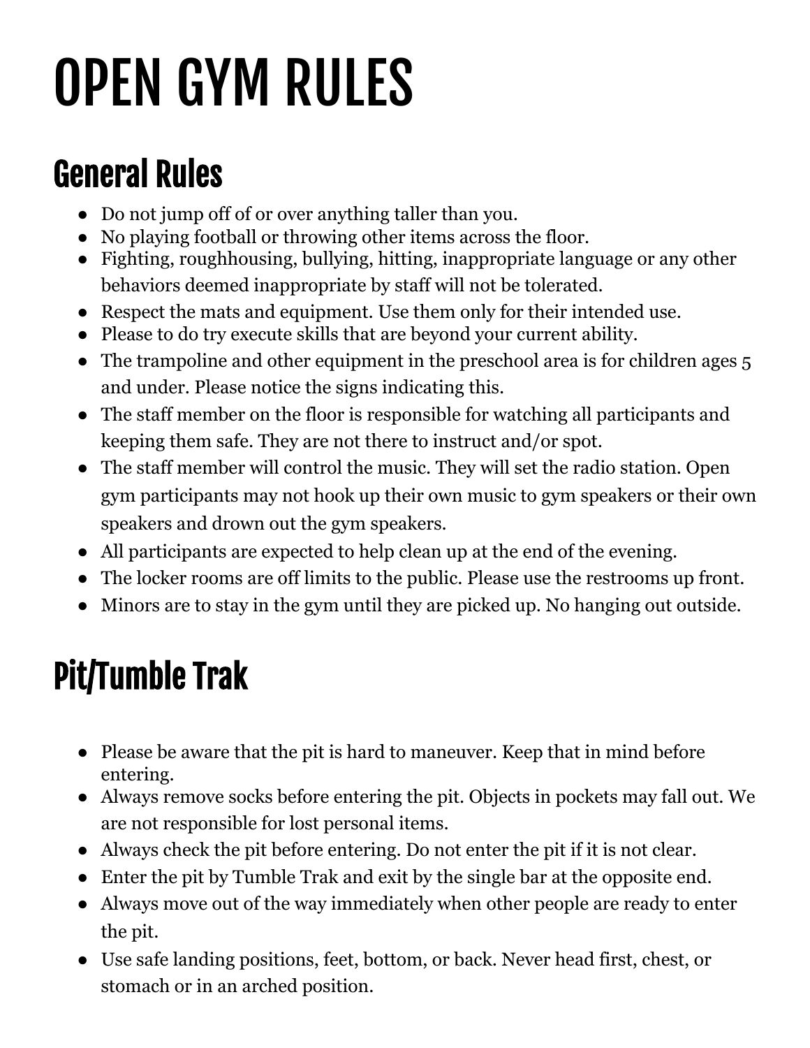# OPEN GYM RULES

## General Rules

- Do not jump off of or over anything taller than you.
- No playing football or throwing other items across the floor.
- Fighting, roughhousing, bullying, hitting, inappropriate language or any other behaviors deemed inappropriate by staff will not be tolerated.
- Respect the mats and equipment. Use them only for their intended use.
- Please to do try execute skills that are beyond your current ability.
- The trampoline and other equipment in the preschool area is for children ages 5 and under. Please notice the signs indicating this.
- The staff member on the floor is responsible for watching all participants and keeping them safe. They are not there to instruct and/or spot.
- The staff member will control the music. They will set the radio station. Open gym participants may not hook up their own music to gym speakers or their own speakers and drown out the gym speakers.
- All participants are expected to help clean up at the end of the evening.
- The locker rooms are off limits to the public. Please use the restrooms up front.
- Minors are to stay in the gym until they are picked up. No hanging out outside.

## Pit/Tumble Trak

- Please be aware that the pit is hard to maneuver. Keep that in mind before entering.
- Always remove socks before entering the pit. Objects in pockets may fall out. We are not responsible for lost personal items.
- Always check the pit before entering. Do not enter the pit if it is not clear.
- Enter the pit by Tumble Trak and exit by the single bar at the opposite end.
- Always move out of the way immediately when other people are ready to enter the pit.
- Use safe landing positions, feet, bottom, or back. Never head first, chest, or stomach or in an arched position.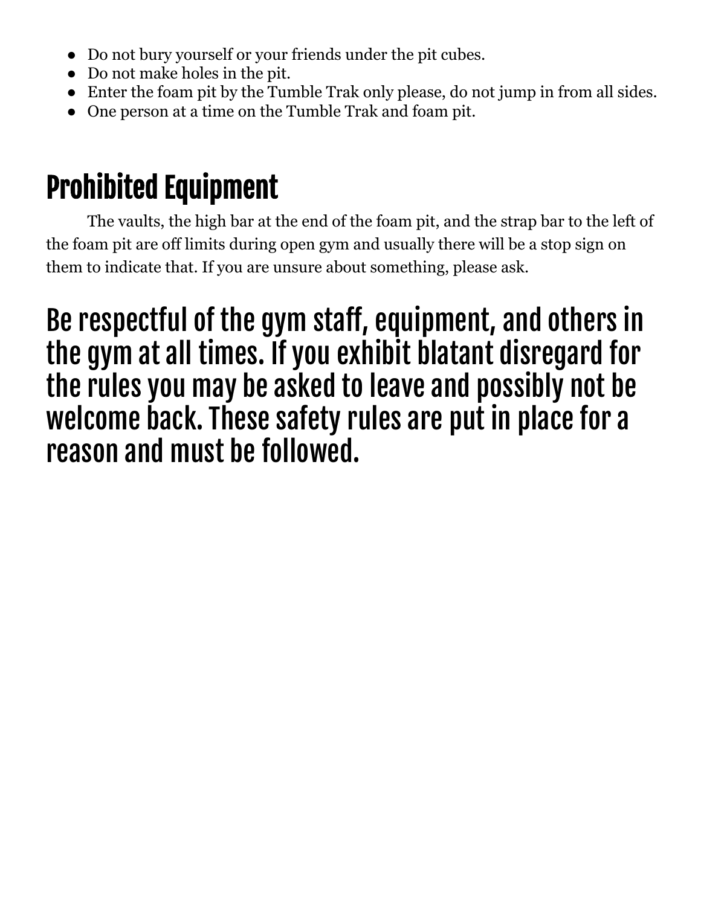- Do not bury yourself or your friends under the pit cubes.
- Do not make holes in the pit.
- Enter the foam pit by the Tumble Trak only please, do not jump in from all sides.
- One person at a time on the Tumble Trak and foam pit.

## Prohibited Equipment

The vaults, the high bar at the end of the foam pit, and the strap bar to the left of the foam pit are off limits during open gym and usually there will be a stop sign on them to indicate that. If you are unsure about something, please ask.

## Be respectful of the gym staff, equipment, and others in the gym at all times. If you exhibit blatant disregard for the rules you may be asked to leave and possibly not be welcome back. These safety rules are put in place for a reason and must be followed.